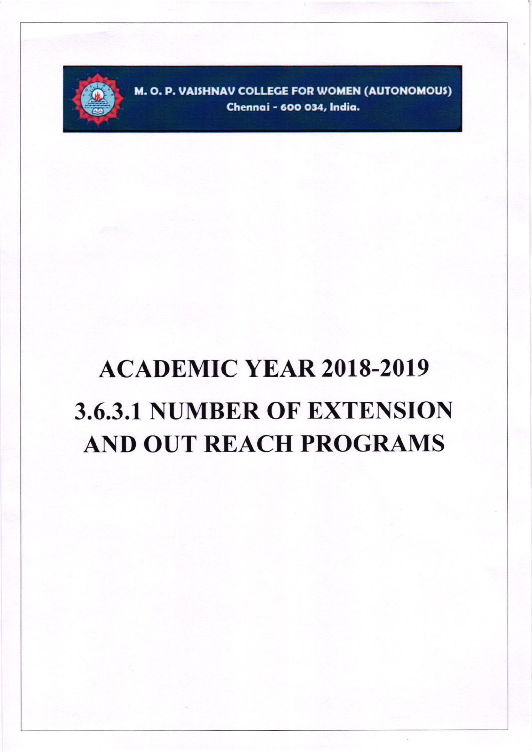M. O. P. VAISHNAV COLLEGE FOR WOMEN (AUTONOMOUS)

Chennai - 600 034, India.

# ACADEMIC YEAR 2018-2019

# 3.6.3.1 NUMBER OF EXTENSION AND OUT REACH PROGRAMS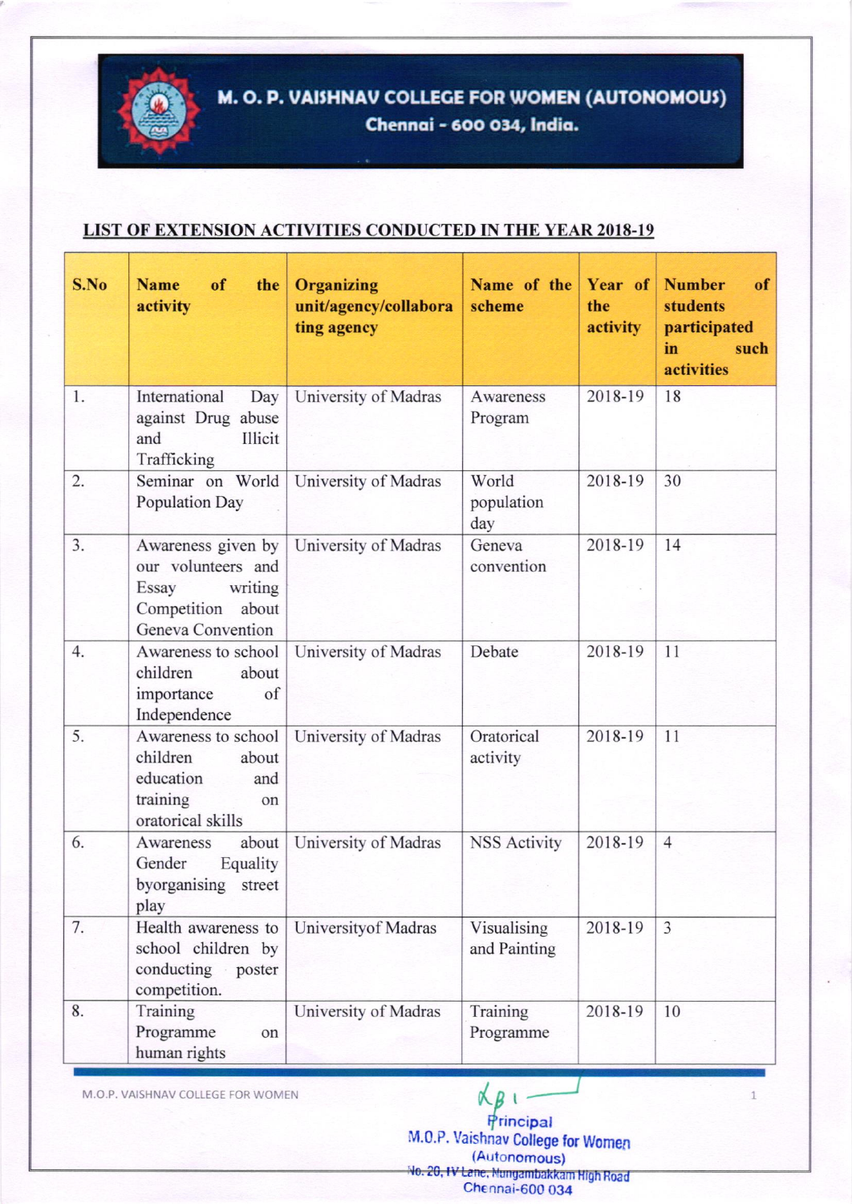# M. O. P. VAISHNAV COLLEGE FOR WOMEN (AUTONOMOUS)

Chennai - 600 034, India.

## LIST OF EXTENSION ACTIVITIES CONDUCTED IN THE YEAR 2018-19

| S.No | Name of the activity | Organizing unit/agency/collaborating agency | Name of the scheme | Year of the activity | Number of students participated in such activities |
|---|---|---|---|---|---|
| 1. | International Day against Drug abuse and Illicit Trafficking | University of Madras | Awareness Program | 2018-19 | 18 |
| 2. | Seminar on World Population Day | University of Madras | World population day | 2018-19 | 30 |
| 3. | Awareness given by our volunteers and Essay writing Competition about Geneva Convention | University of Madras | Geneva convention | 2018-19 | 14 |
| 4. | Awareness to school children about importance of Independence | University of Madras | Debate | 2018-19 | 11 |
| 5. | Awareness to school children about education and training on oratorical skills | University of Madras | Oratorical activity | 2018-19 | 11 |
| 6. | Awareness about Gender Equality byorganising street play | University of Madras | NSS Activity | 2018-19 | 4 |
| 7. | Health awareness to school children by conducting poster competition. | Universityof Madras | Visualising and Painting | 2018-19 | 3 |
| 8. | Training Programme on human rights | University of Madras | Training Programme | 2018-19 | 10 |

Principal
M.O.P. Vaishnav College for Women
(Autonomous)
No. 20, IV Lane, Nungambakkam High Road
Chennai-600 034